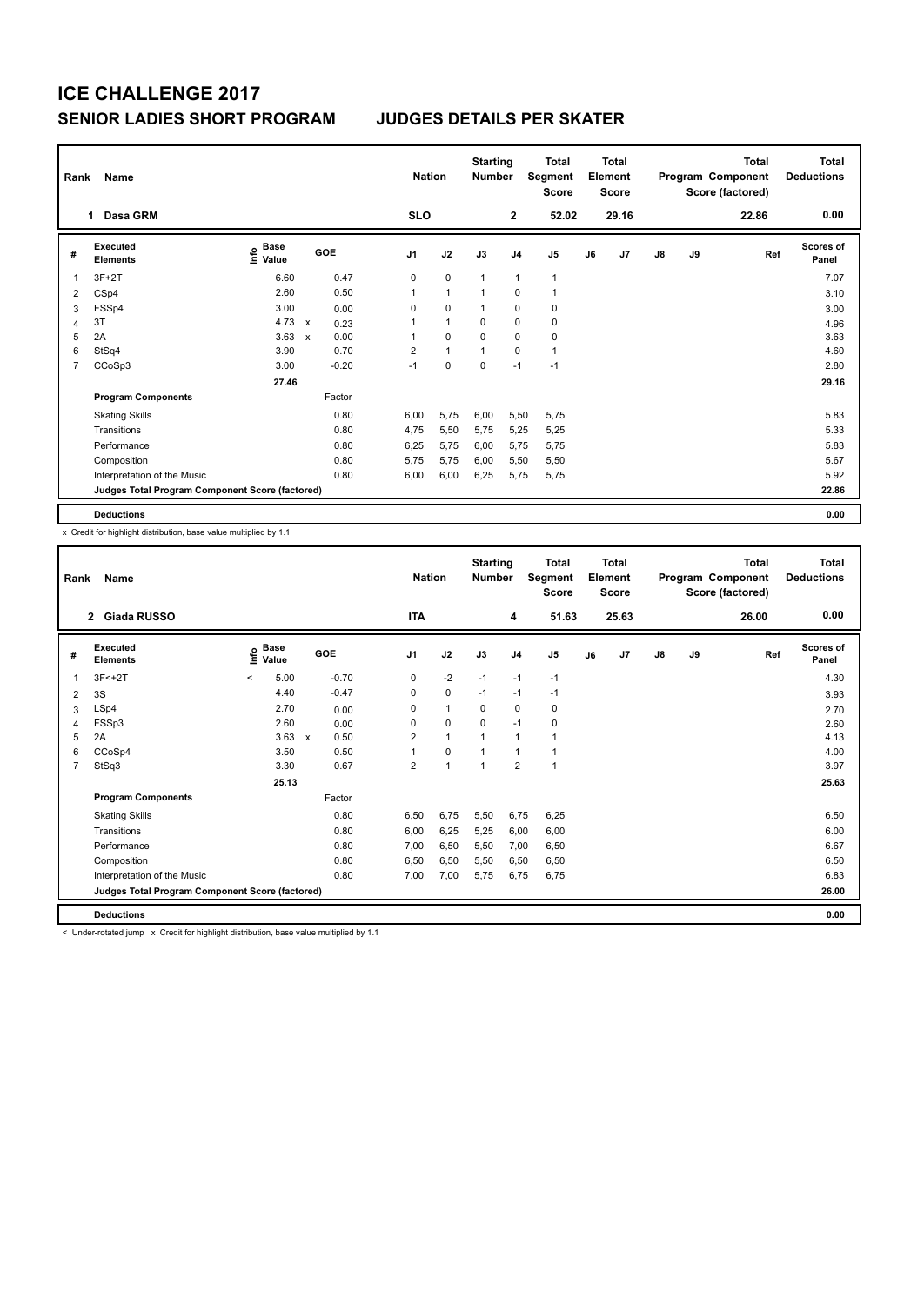# ICE CHALLENGE 2017

## SENIOR LADIES SHORT PROGRAM JUDGES DETAILS PER SKATER

| Rank | Name | Nation | Starting Number | Total Segment Score | Total Element Score | Total Program Component Score (factored) | Total Deductions |
|---|---|---|---|---|---|---|---|
| 1 | Dasa GRM | SLO | 2 | 52.02 | 29.16 | 22.86 | 0.00 |

| # | Executed Elements | Info | Base Value | | GOE | J1 | J2 | J3 | J4 | J5 | J6 | J7 | J8 | J9 | Ref | Scores of Panel |
|---|---|---|---|---|---|---|---|---|---|---|---|---|---|---|---|---|
| 1 | 3F+2T | | 6.60 | | 0.47 | 0 | 0 | 1 | 1 | 1 | | | | | | 7.07 |
| 2 | CSp4 | | 2.60 | | 0.50 | 1 | 1 | 1 | 0 | 1 | | | | | | 3.10 |
| 3 | FSSp4 | | 3.00 | | 0.00 | 0 | 0 | 1 | 0 | 0 | | | | | | 3.00 |
| 4 | 3T | | 4.73 | x | 0.23 | 1 | 1 | 0 | 0 | 0 | | | | | | 4.96 |
| 5 | 2A | | 3.63 | x | 0.00 | 1 | 0 | 0 | 0 | 0 | | | | | | 3.63 |
| 6 | StSq4 | | 3.90 | | 0.70 | 2 | 1 | 1 | 0 | 1 | | | | | | 4.60 |
| 7 | CCoSp3 | | 3.00 | | -0.20 | -1 | 0 | 0 | -1 | -1 | | | | | | 2.80 |
| | | | 27.46 | | | | | | | | | | | | | 29.16 |
| | **Program Components** | | | | Factor | | | | | | | | | | | |
| | Skating Skills | | | | 0.80 | 6,00 | 5,75 | 6,00 | 5,50 | 5,75 | | | | | | 5.83 |
| | Transitions | | | | 0.80 | 4,75 | 5,50 | 5,75 | 5,25 | 5,25 | | | | | | 5.33 |
| | Performance | | | | 0.80 | 6,25 | 5,75 | 6,00 | 5,75 | 5,75 | | | | | | 5.83 |
| | Composition | | | | 0.80 | 5,75 | 5,75 | 6,00 | 5,50 | 5,50 | | | | | | 5.67 |
| | Interpretation of the Music | | | | 0.80 | 6,00 | 6,00 | 6,25 | 5,75 | 5,75 | | | | | | 5.92 |
| | Judges Total Program Component Score (factored) | | | | | | | | | | | | | | | 22.86 |
| | **Deductions** | | | | | | | | | | | | | | | 0.00 |

x Credit for highlight distribution, base value multiplied by 1.1

| Rank | Name | Nation | Starting Number | Total Segment Score | Total Element Score | Total Program Component Score (factored) | Total Deductions |
|---|---|---|---|---|---|---|---|
| 2 | Giada RUSSO | ITA | 4 | 51.63 | 25.63 | 26.00 | 0.00 |

| # | Executed Elements | Info | Base Value | | GOE | J1 | J2 | J3 | J4 | J5 | J6 | J7 | J8 | J9 | Ref | Scores of Panel |
|---|---|---|---|---|---|---|---|---|---|---|---|---|---|---|---|---|
| 1 | 3F<+2T | < | 5.00 | | -0.70 | 0 | -2 | -1 | -1 | -1 | | | | | | 4.30 |
| 2 | 3S | | 4.40 | | -0.47 | 0 | 0 | -1 | -1 | -1 | | | | | | 3.93 |
| 3 | LSp4 | | 2.70 | | 0.00 | 0 | 1 | 0 | 0 | 0 | | | | | | 2.70 |
| 4 | FSSp3 | | 2.60 | | 0.00 | 0 | 0 | 0 | -1 | 0 | | | | | | 2.60 |
| 5 | 2A | | 3.63 | x | 0.50 | 2 | 1 | 1 | 1 | 1 | | | | | | 4.13 |
| 6 | CCoSp4 | | 3.50 | | 0.50 | 1 | 0 | 1 | 1 | 1 | | | | | | 4.00 |
| 7 | StSq3 | | 3.30 | | 0.67 | 2 | 1 | 1 | 2 | 1 | | | | | | 3.97 |
| | | | 25.13 | | | | | | | | | | | | | 25.63 |
| | **Program Components** | | | | Factor | | | | | | | | | | | |
| | Skating Skills | | | | 0.80 | 6,50 | 6,75 | 5,50 | 6,75 | 6,25 | | | | | | 6.50 |
| | Transitions | | | | 0.80 | 6,00 | 6,25 | 5,25 | 6,00 | 6,00 | | | | | | 6.00 |
| | Performance | | | | 0.80 | 7,00 | 6,50 | 5,50 | 7,00 | 6,50 | | | | | | 6.67 |
| | Composition | | | | 0.80 | 6,50 | 6,50 | 5,50 | 6,50 | 6,50 | | | | | | 6.50 |
| | Interpretation of the Music | | | | 0.80 | 7,00 | 7,00 | 5,75 | 6,75 | 6,75 | | | | | | 6.83 |
| | Judges Total Program Component Score (factored) | | | | | | | | | | | | | | | 26.00 |
| | **Deductions** | | | | | | | | | | | | | | | 0.00 |

< Under-rotated jump x Credit for highlight distribution, base value multiplied by 1.1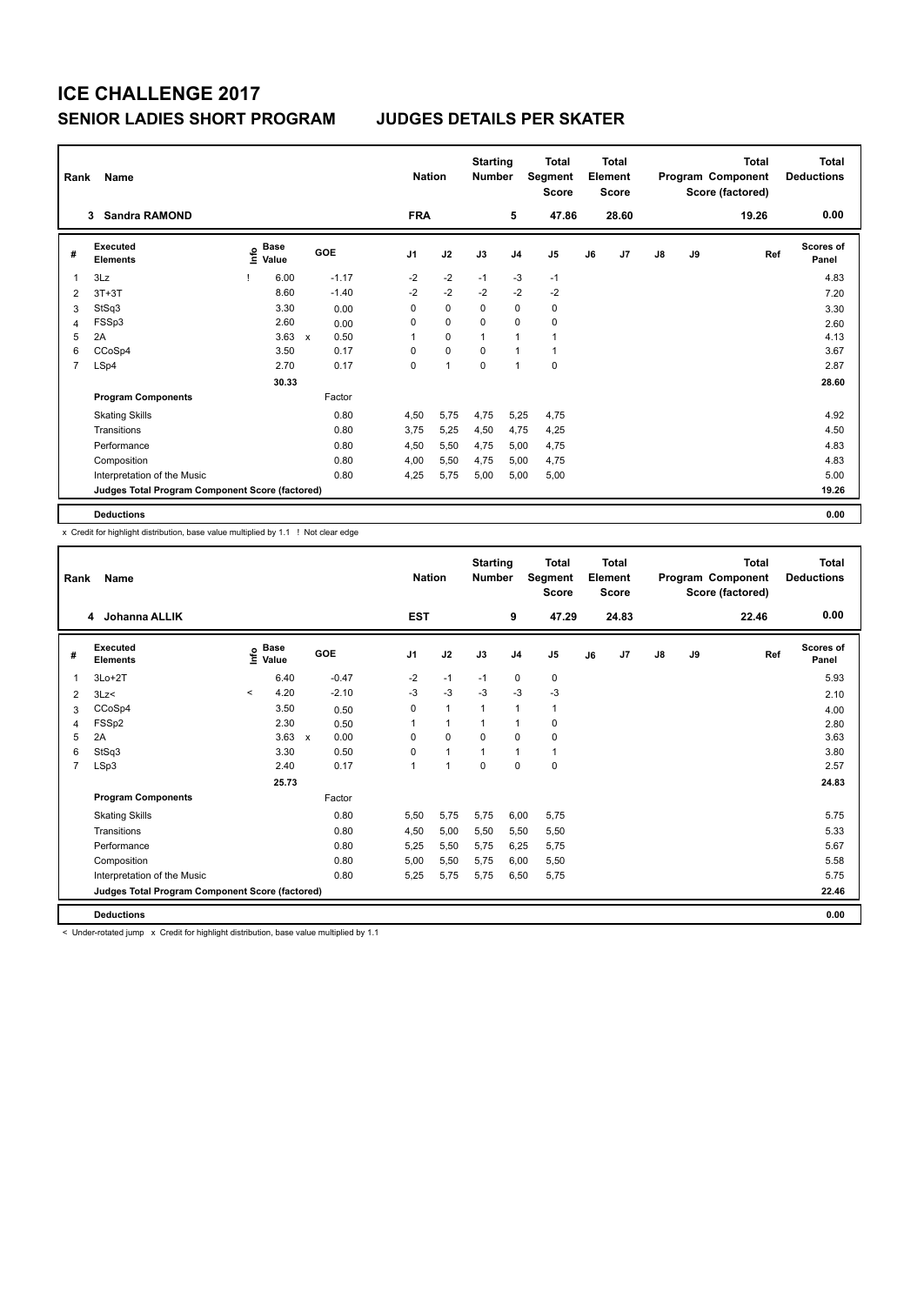# ICE CHALLENGE 2017

## SENIOR LADIES SHORT PROGRAM JUDGES DETAILS PER SKATER

| Rank | Name | Nation | Starting Number | Total Segment Score | Total Element Score | Total Program Component Score (factored) | Total Deductions |
|---|---|---|---|---|---|---|---|
| 3 | Sandra RAMOND | FRA | 5 | 47.86 | 28.60 | 19.26 | 0.00 |

| # | Executed Elements | Info | Base Value | | GOE | J1 | J2 | J3 | J4 | J5 | J6 | J7 | J8 | J9 | Ref | Scores of Panel |
|---|---|---|---|---|---|---|---|---|---|---|---|---|---|---|---|---|
| 1 | 3Lz | ! | 6.00 | | -1.17 | -2 | -2 | -1 | -3 | -1 | | | | | | 4.83 |
| 2 | 3T+3T | | 8.60 | | -1.40 | -2 | -2 | -2 | -2 | -2 | | | | | | 7.20 |
| 3 | StSq3 | | 3.30 | | 0.00 | 0 | 0 | 0 | 0 | 0 | | | | | | 3.30 |
| 4 | FSSp3 | | 2.60 | | 0.00 | 0 | 0 | 0 | 0 | 0 | | | | | | 2.60 |
| 5 | 2A | | 3.63 | x | 0.50 | 1 | 0 | 1 | 1 | 1 | | | | | | 4.13 |
| 6 | CCoSp4 | | 3.50 | | 0.17 | 0 | 0 | 0 | 1 | 1 | | | | | | 3.67 |
| 7 | LSp4 | | 2.70 | | 0.17 | 0 | 1 | 0 | 1 | 0 | | | | | | 2.87 |
| | | | 30.33 | | | | | | | | | | | | | 28.60 |
| | **Program Components** | | | | Factor | | | | | | | | | | | |
| | Skating Skills | | | | 0.80 | 4,50 | 5,75 | 4,75 | 5,25 | 4,75 | | | | | | 4.92 |
| | Transitions | | | | 0.80 | 3,75 | 5,25 | 4,50 | 4,75 | 4,25 | | | | | | 4.50 |
| | Performance | | | | 0.80 | 4,50 | 5,50 | 4,75 | 5,00 | 4,75 | | | | | | 4.83 |
| | Composition | | | | 0.80 | 4,00 | 5,50 | 4,75 | 5,00 | 4,75 | | | | | | 4.83 |
| | Interpretation of the Music | | | | 0.80 | 4,25 | 5,75 | 5,00 | 5,00 | 5,00 | | | | | | 5.00 |
| | **Judges Total Program Component Score (factored)** | | | | | | | | | | | | | | | 19.26 |
| | **Deductions** | | | | | | | | | | | | | | | 0.00 |

x Credit for highlight distribution, base value multiplied by 1.1 ! Not clear edge

| Rank | Name | Nation | Starting Number | Total Segment Score | Total Element Score | Total Program Component Score (factored) | Total Deductions |
|---|---|---|---|---|---|---|---|
| 4 | Johanna ALLIK | EST | 9 | 47.29 | 24.83 | 22.46 | 0.00 |

| # | Executed Elements | Info | Base Value | | GOE | J1 | J2 | J3 | J4 | J5 | J6 | J7 | J8 | J9 | Ref | Scores of Panel |
|---|---|---|---|---|---|---|---|---|---|---|---|---|---|---|---|---|
| 1 | 3Lo+2T | | 6.40 | | -0.47 | -2 | -1 | -1 | 0 | 0 | | | | | | 5.93 |
| 2 | 3Lz< | < | 4.20 | | -2.10 | -3 | -3 | -3 | -3 | -3 | | | | | | 2.10 |
| 3 | CCoSp4 | | 3.50 | | 0.50 | 0 | 1 | 1 | 1 | 1 | | | | | | 4.00 |
| 4 | FSSp2 | | 2.30 | | 0.50 | 1 | 1 | 1 | 1 | 0 | | | | | | 2.80 |
| 5 | 2A | | 3.63 | x | 0.00 | 0 | 0 | 0 | 0 | 0 | | | | | | 3.63 |
| 6 | StSq3 | | 3.30 | | 0.50 | 0 | 1 | 1 | 1 | 1 | | | | | | 3.80 |
| 7 | LSp3 | | 2.40 | | 0.17 | 1 | 1 | 0 | 0 | 0 | | | | | | 2.57 |
| | | | 25.73 | | | | | | | | | | | | | 24.83 |
| | **Program Components** | | | | Factor | | | | | | | | | | | |
| | Skating Skills | | | | 0.80 | 5,50 | 5,75 | 5,75 | 6,00 | 5,75 | | | | | | 5.75 |
| | Transitions | | | | 0.80 | 4,50 | 5,00 | 5,50 | 5,50 | 5,50 | | | | | | 5.33 |
| | Performance | | | | 0.80 | 5,25 | 5,50 | 5,75 | 6,25 | 5,75 | | | | | | 5.67 |
| | Composition | | | | 0.80 | 5,00 | 5,50 | 5,75 | 6,00 | 5,50 | | | | | | 5.58 |
| | Interpretation of the Music | | | | 0.80 | 5,25 | 5,75 | 5,75 | 6,50 | 5,75 | | | | | | 5.75 |
| | **Judges Total Program Component Score (factored)** | | | | | | | | | | | | | | | 22.46 |
| | **Deductions** | | | | | | | | | | | | | | | 0.00 |

< Under-rotated jump x Credit for highlight distribution, base value multiplied by 1.1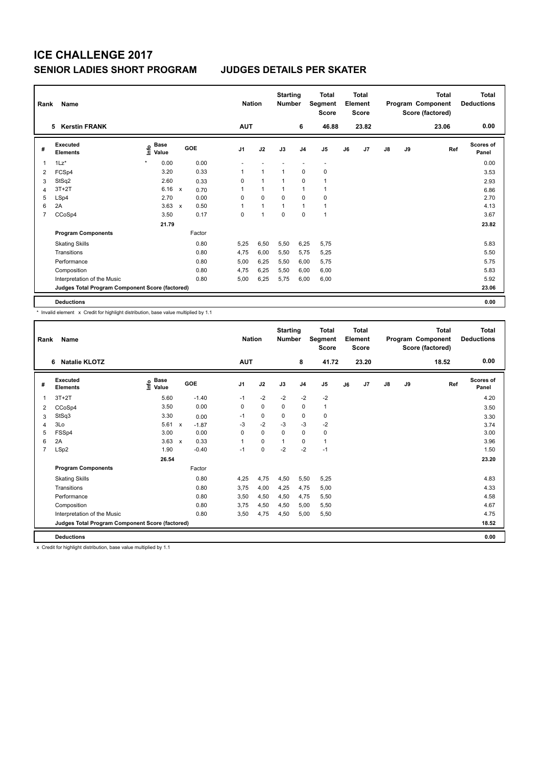# ICE CHALLENGE 2017

## SENIOR LADIES SHORT PROGRAM    JUDGES DETAILS PER SKATER

| Rank | Name | | | | Nation | | Starting Number | | Total Segment Score | Total Element Score | | | Total Program Component Score (factored) | | Total Deductions |
|---|---|---|---|---|---|---|---|---|---|---|---|---|---|---|---|
| 5 | Kerstin FRANK | | | | AUT | | 6 | | 46.88 | 23.82 | | | 23.06 | | 0.00 |

| # | Executed Elements | Info | Base Value | | GOE | J1 | J2 | J3 | J4 | J5 | J6 | J7 | J8 | J9 | Ref | Scores of Panel |
|---|---|---|---|---|---|---|---|---|---|---|---|---|---|---|---|---|
| 1 | 1Lz* | * | 0.00 | | 0.00 | - | - | - | - | - | | | | | | 0.00 |
| 2 | FCSp4 | | 3.20 | | 0.33 | 1 | 1 | 1 | 0 | 0 | | | | | | 3.53 |
| 3 | StSq2 | | 2.60 | | 0.33 | 0 | 1 | 1 | 0 | 1 | | | | | | 2.93 |
| 4 | 3T+2T | | 6.16 | x | 0.70 | 1 | 1 | 1 | 1 | 1 | | | | | | 6.86 |
| 5 | LSp4 | | 2.70 | | 0.00 | 0 | 0 | 0 | 0 | 0 | | | | | | 2.70 |
| 6 | 2A | | 3.63 | x | 0.50 | 1 | 1 | 1 | 1 | 1 | | | | | | 4.13 |
| 7 | CCoSp4 | | 3.50 | | 0.17 | 0 | 1 | 0 | 0 | 1 | | | | | | 3.67 |
| | | | 21.79 | | | | | | | | | | | | | 23.82 |
| | **Program Components** | | | | Factor | | | | | | | | | | | |
| | Skating Skills | | | | 0.80 | 5,25 | 6,50 | 5,50 | 6,25 | 5,75 | | | | | | 5.83 |
| | Transitions | | | | 0.80 | 4,75 | 6,00 | 5,50 | 5,75 | 5,25 | | | | | | 5.50 |
| | Performance | | | | 0.80 | 5,00 | 6,25 | 5,50 | 6,00 | 5,75 | | | | | | 5.75 |
| | Composition | | | | 0.80 | 4,75 | 6,25 | 5,50 | 6,00 | 6,00 | | | | | | 5.83 |
| | Interpretation of the Music | | | | 0.80 | 5,00 | 6,25 | 5,75 | 6,00 | 6,00 | | | | | | 5.92 |
| | **Judges Total Program Component Score (factored)** | | | | | | | | | | | | | | | 23.06 |
| | **Deductions** | | | | | | | | | | | | | | | 0.00 |

\* Invalid element x Credit for highlight distribution, base value multiplied by 1.1

| Rank | Name | | | | Nation | | Starting Number | | Total Segment Score | Total Element Score | | | Total Program Component Score (factored) | | Total Deductions |
|---|---|---|---|---|---|---|---|---|---|---|---|---|---|---|---|
| 6 | Natalie KLOTZ | | | | AUT | | 8 | | 41.72 | 23.20 | | | 18.52 | | 0.00 |

| # | Executed Elements | Info | Base Value | | GOE | J1 | J2 | J3 | J4 | J5 | J6 | J7 | J8 | J9 | Ref | Scores of Panel |
|---|---|---|---|---|---|---|---|---|---|---|---|---|---|---|---|---|
| 1 | 3T+2T | | 5.60 | | -1.40 | -1 | -2 | -2 | -2 | -2 | | | | | | 4.20 |
| 2 | CCoSp4 | | 3.50 | | 0.00 | 0 | 0 | 0 | 0 | 1 | | | | | | 3.50 |
| 3 | StSq3 | | 3.30 | | 0.00 | -1 | 0 | 0 | 0 | 0 | | | | | | 3.30 |
| 4 | 3Lo | | 5.61 | x | -1.87 | -3 | -2 | -3 | -3 | -2 | | | | | | 3.74 |
| 5 | FSSp4 | | 3.00 | | 0.00 | 0 | 0 | 0 | 0 | 0 | | | | | | 3.00 |
| 6 | 2A | | 3.63 | x | 0.33 | 1 | 0 | 1 | 0 | 1 | | | | | | 3.96 |
| 7 | LSp2 | | 1.90 | | -0.40 | -1 | 0 | -2 | -2 | -1 | | | | | | 1.50 |
| | | | 26.54 | | | | | | | | | | | | | 23.20 |
| | **Program Components** | | | | Factor | | | | | | | | | | | |
| | Skating Skills | | | | 0.80 | 4,25 | 4,75 | 4,50 | 5,50 | 5,25 | | | | | | 4.83 |
| | Transitions | | | | 0.80 | 3,75 | 4,00 | 4,25 | 4,75 | 5,00 | | | | | | 4.33 |
| | Performance | | | | 0.80 | 3,50 | 4,50 | 4,50 | 4,75 | 5,50 | | | | | | 4.58 |
| | Composition | | | | 0.80 | 3,75 | 4,50 | 4,50 | 5,00 | 5,50 | | | | | | 4.67 |
| | Interpretation of the Music | | | | 0.80 | 3,50 | 4,75 | 4,50 | 5,00 | 5,50 | | | | | | 4.75 |
| | **Judges Total Program Component Score (factored)** | | | | | | | | | | | | | | | 18.52 |
| | **Deductions** | | | | | | | | | | | | | | | 0.00 |

x Credit for highlight distribution, base value multiplied by 1.1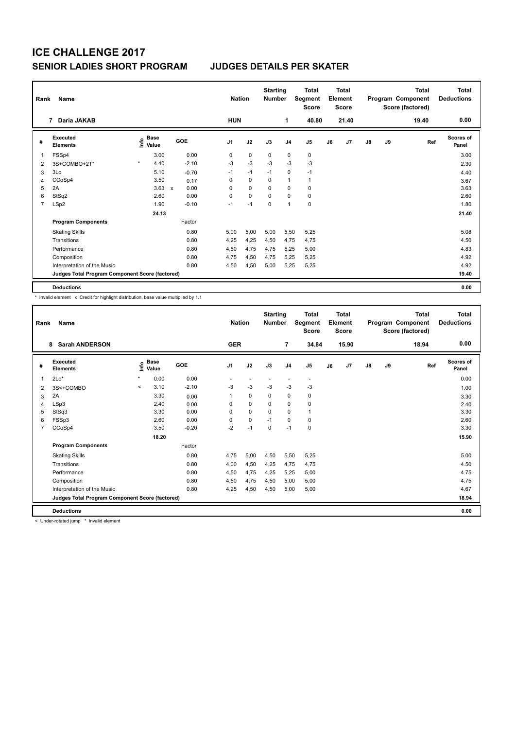# ICE CHALLENGE 2017

## SENIOR LADIES SHORT PROGRAM — JUDGES DETAILS PER SKATER

| Rank | Name | Nation | Starting Number | Total Segment Score | Total Element Score | Total Program Component Score (factored) | Total Deductions |
|---|---|---|---|---|---|---|---|
| 7 | Daria JAKAB | HUN | 1 | 40.80 | 21.40 | 19.40 | 0.00 |

| # | Executed Elements | Info | Base Value | | GOE | J1 | J2 | J3 | J4 | J5 | J6 | J7 | J8 | J9 | Ref | Scores of Panel |
|---|---|---|---|---|---|---|---|---|---|---|---|---|---|---|---|---|
| 1 | FSSp4 | | 3.00 | | 0.00 | 0 | 0 | 0 | 0 | 0 | | | | | | 3.00 |
| 2 | 3S+COMBO+2T* | * | 4.40 | | -2.10 | -3 | -3 | -3 | -3 | -3 | | | | | | 2.30 |
| 3 | 3Lo | | 5.10 | | -0.70 | -1 | -1 | -1 | 0 | -1 | | | | | | 4.40 |
| 4 | CCoSp4 | | 3.50 | | 0.17 | 0 | 0 | 0 | 1 | 1 | | | | | | 3.67 |
| 5 | 2A | | 3.63 | x | 0.00 | 0 | 0 | 0 | 0 | 0 | | | | | | 3.63 |
| 6 | StSq2 | | 2.60 | | 0.00 | 0 | 0 | 0 | 0 | 0 | | | | | | 2.60 |
| 7 | LSp2 | | 1.90 | | -0.10 | -1 | -1 | 0 | 1 | 0 | | | | | | 1.80 |
| | | | 24.13 | | | | | | | | | | | | | 21.40 |
| | **Program Components** | | | | Factor | | | | | | | | | | | |
| | Skating Skills | | | | 0.80 | 5,00 | 5,00 | 5,00 | 5,50 | 5,25 | | | | | | 5.08 |
| | Transitions | | | | 0.80 | 4,25 | 4,25 | 4,50 | 4,75 | 4,75 | | | | | | 4.50 |
| | Performance | | | | 0.80 | 4,50 | 4,75 | 4,75 | 5,25 | 5,00 | | | | | | 4.83 |
| | Composition | | | | 0.80 | 4,75 | 4,50 | 4,75 | 5,25 | 5,25 | | | | | | 4.92 |
| | Interpretation of the Music | | | | 0.80 | 4,50 | 4,50 | 5,00 | 5,25 | 5,25 | | | | | | 4.92 |
| | **Judges Total Program Component Score (factored)** | | | | | | | | | | | | | | | 19.40 |
| | **Deductions** | | | | | | | | | | | | | | | 0.00 |

\* Invalid element x Credit for highlight distribution, base value multiplied by 1.1

| Rank | Name | Nation | Starting Number | Total Segment Score | Total Element Score | Total Program Component Score (factored) | Total Deductions |
|---|---|---|---|---|---|---|---|
| 8 | Sarah ANDERSON | GER | 7 | 34.84 | 15.90 | 18.94 | 0.00 |

| # | Executed Elements | Info | Base Value | GOE | J1 | J2 | J3 | J4 | J5 | J6 | J7 | J8 | J9 | Ref | Scores of Panel |
|---|---|---|---|---|---|---|---|---|---|---|---|---|---|---|---|
| 1 | 2Lo* | * | 0.00 | 0.00 | - | - | - | - | - | | | | | | 0.00 |
| 2 | 3S<+COMBO | < | 3.10 | -2.10 | -3 | -3 | -3 | -3 | -3 | | | | | | 1.00 |
| 3 | 2A | | 3.30 | 0.00 | 1 | 0 | 0 | 0 | 0 | | | | | | 3.30 |
| 4 | LSp3 | | 2.40 | 0.00 | 0 | 0 | 0 | 0 | 0 | | | | | | 2.40 |
| 5 | StSq3 | | 3.30 | 0.00 | 0 | 0 | 0 | 0 | 1 | | | | | | 3.30 |
| 6 | FSSp3 | | 2.60 | 0.00 | 0 | 0 | -1 | 0 | 0 | | | | | | 2.60 |
| 7 | CCoSp4 | | 3.50 | -0.20 | -2 | -1 | 0 | -1 | 0 | | | | | | 3.30 |
| | | | 18.20 | | | | | | | | | | | | 15.90 |
| | **Program Components** | | | Factor | | | | | | | | | | | |
| | Skating Skills | | | 0.80 | 4,75 | 5,00 | 4,50 | 5,50 | 5,25 | | | | | | 5.00 |
| | Transitions | | | 0.80 | 4,00 | 4,50 | 4,25 | 4,75 | 4,75 | | | | | | 4.50 |
| | Performance | | | 0.80 | 4,50 | 4,75 | 4,25 | 5,25 | 5,00 | | | | | | 4.75 |
| | Composition | | | 0.80 | 4,50 | 4,75 | 4,50 | 5,00 | 5,00 | | | | | | 4.75 |
| | Interpretation of the Music | | | 0.80 | 4,25 | 4,50 | 4,50 | 5,00 | 5,00 | | | | | | 4.67 |
| | **Judges Total Program Component Score (factored)** | | | | | | | | | | | | | | 18.94 |
| | **Deductions** | | | | | | | | | | | | | | 0.00 |

< Under-rotated jump * Invalid element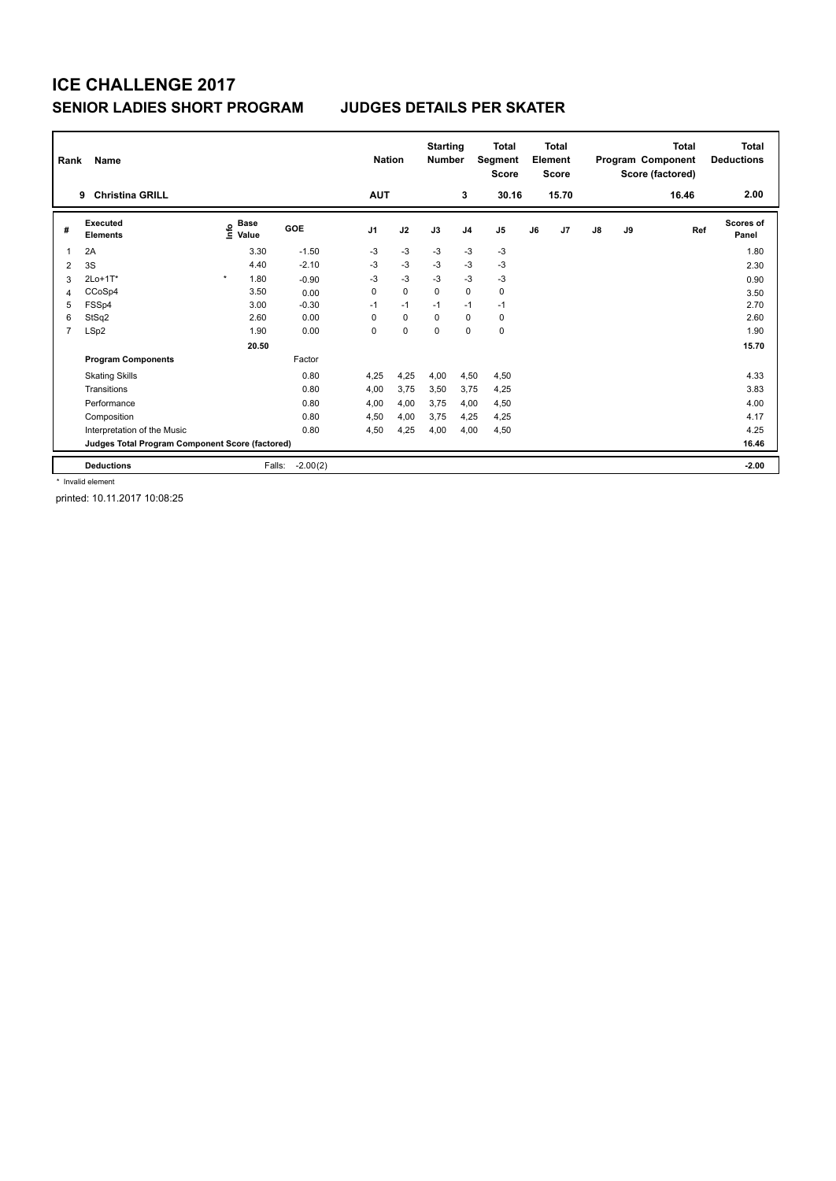# ICE CHALLENGE 2017

## SENIOR LADIES SHORT PROGRAM JUDGES DETAILS PER SKATER

| Rank | Name | Nation | Starting Number | Total Segment Score | Total Element Score | Total Program Component Score (factored) | Total Deductions |
|---|---|---|---|---|---|---|---|
| 9 | Christina GRILL | AUT | 3 | 30.16 | 15.70 | 16.46 | 2.00 |

| # | Executed Elements | Info | Base Value | GOE | J1 | J2 | J3 | J4 | J5 | J6 | J7 | J8 | J9 | Ref | Scores of Panel |
|---|---|---|---|---|---|---|---|---|---|---|---|---|---|---|---|
| 1 | 2A | | 3.30 | -1.50 | -3 | -3 | -3 | -3 | -3 | | | | | | 1.80 |
| 2 | 3S | | 4.40 | -2.10 | -3 | -3 | -3 | -3 | -3 | | | | | | 2.30 |
| 3 | 2Lo+1T* | * | 1.80 | -0.90 | -3 | -3 | -3 | -3 | -3 | | | | | | 0.90 |
| 4 | CCoSp4 | | 3.50 | 0.00 | 0 | 0 | 0 | 0 | 0 | | | | | | 3.50 |
| 5 | FSSp4 | | 3.00 | -0.30 | -1 | -1 | -1 | -1 | -1 | | | | | | 2.70 |
| 6 | StSq2 | | 2.60 | 0.00 | 0 | 0 | 0 | 0 | 0 | | | | | | 2.60 |
| 7 | LSp2 | | 1.90 | 0.00 | 0 | 0 | 0 | 0 | 0 | | | | | | 1.90 |
| | | | 20.50 | | | | | | | | | | | | 15.70 |
| | **Program Components** | | | Factor | | | | | | | | | | | |
| | Skating Skills | | | 0.80 | 4,25 | 4,25 | 4,00 | 4,50 | 4,50 | | | | | | 4.33 |
| | Transitions | | | 0.80 | 4,00 | 3,75 | 3,50 | 3,75 | 4,25 | | | | | | 3.83 |
| | Performance | | | 0.80 | 4,00 | 4,00 | 3,75 | 4,00 | 4,50 | | | | | | 4.00 |
| | Composition | | | 0.80 | 4,50 | 4,00 | 3,75 | 4,25 | 4,25 | | | | | | 4.17 |
| | Interpretation of the Music | | | 0.80 | 4,50 | 4,25 | 4,00 | 4,00 | 4,50 | | | | | | 4.25 |
| | **Judges Total Program Component Score (factored)** | | | | | | | | | | | | | | 16.46 |
| | **Deductions** | | Falls: | -2.00(2) | | | | | | | | | | | -2.00 |

\* Invalid element

printed: 10.11.2017 10:08:25